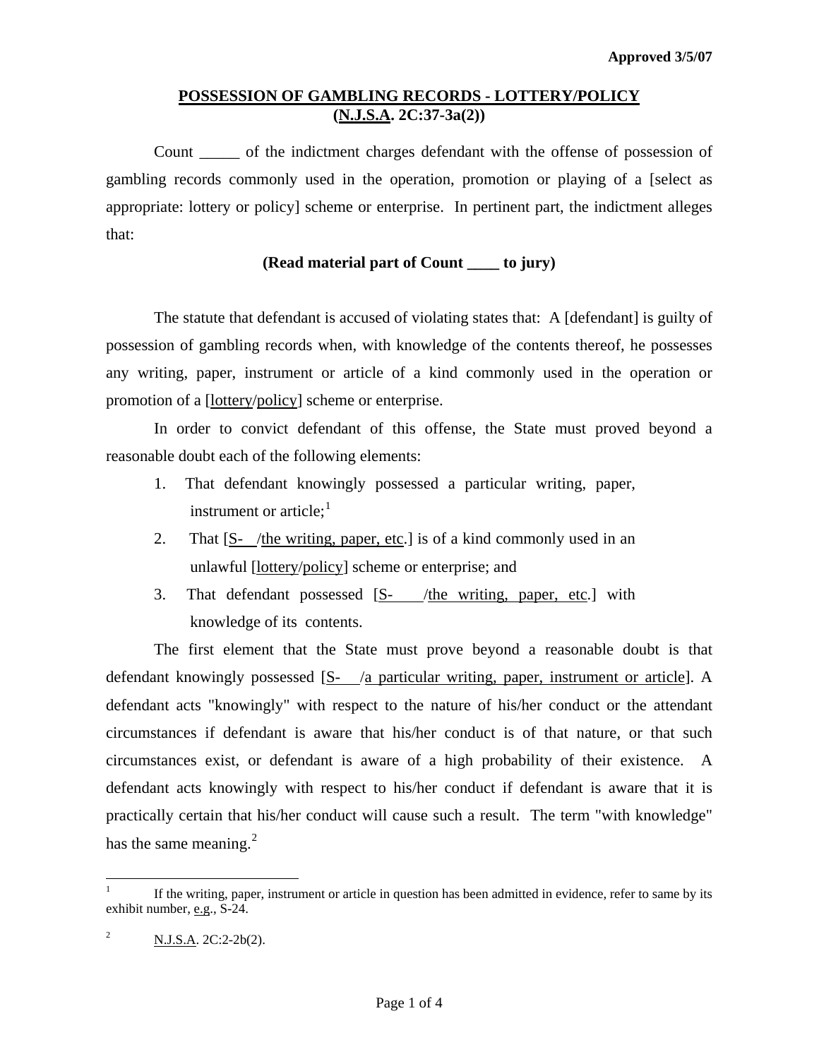Approved 3/5/07

## POSSESSION OF GAMBLING RECORDS - LOTTERY/POLICY
## (N.J.S.A. 2C:37-3a(2))

Count _____ of the indictment charges defendant with the offense of possession of gambling records commonly used in the operation, promotion or playing of a [select as appropriate: lottery or policy] scheme or enterprise. In pertinent part, the indictment alleges that:

**(Read material part of Count ____ to jury)**

The statute that defendant is accused of violating states that: A [defendant] is guilty of possession of gambling records when, with knowledge of the contents thereof, he possesses any writing, paper, instrument or article of a kind commonly used in the operation or promotion of a [lottery/policy] scheme or enterprise.

In order to convict defendant of this offense, the State must proved beyond a reasonable doubt each of the following elements:

1. That defendant knowingly possessed a particular writing, paper, instrument or article;[1]
2. That [S-   /the writing, paper, etc.] is of a kind commonly used in an unlawful [lottery/policy] scheme or enterprise; and
3. That defendant possessed [S-     /the writing, paper, etc.] with knowledge of its contents.

The first element that the State must prove beyond a reasonable doubt is that defendant knowingly possessed [S-   /a particular writing, paper, instrument or article]. A defendant acts "knowingly" with respect to the nature of his/her conduct or the attendant circumstances if defendant is aware that his/her conduct is of that nature, or that such circumstances exist, or defendant is aware of a high probability of their existence. A defendant acts knowingly with respect to his/her conduct if defendant is aware that it is practically certain that his/her conduct will cause such a result. The term "with knowledge" has the same meaning.[2]

---

[1] If the writing, paper, instrument or article in question has been admitted in evidence, refer to same by its exhibit number, e.g., S-24.

[2] N.J.S.A. 2C:2-2b(2).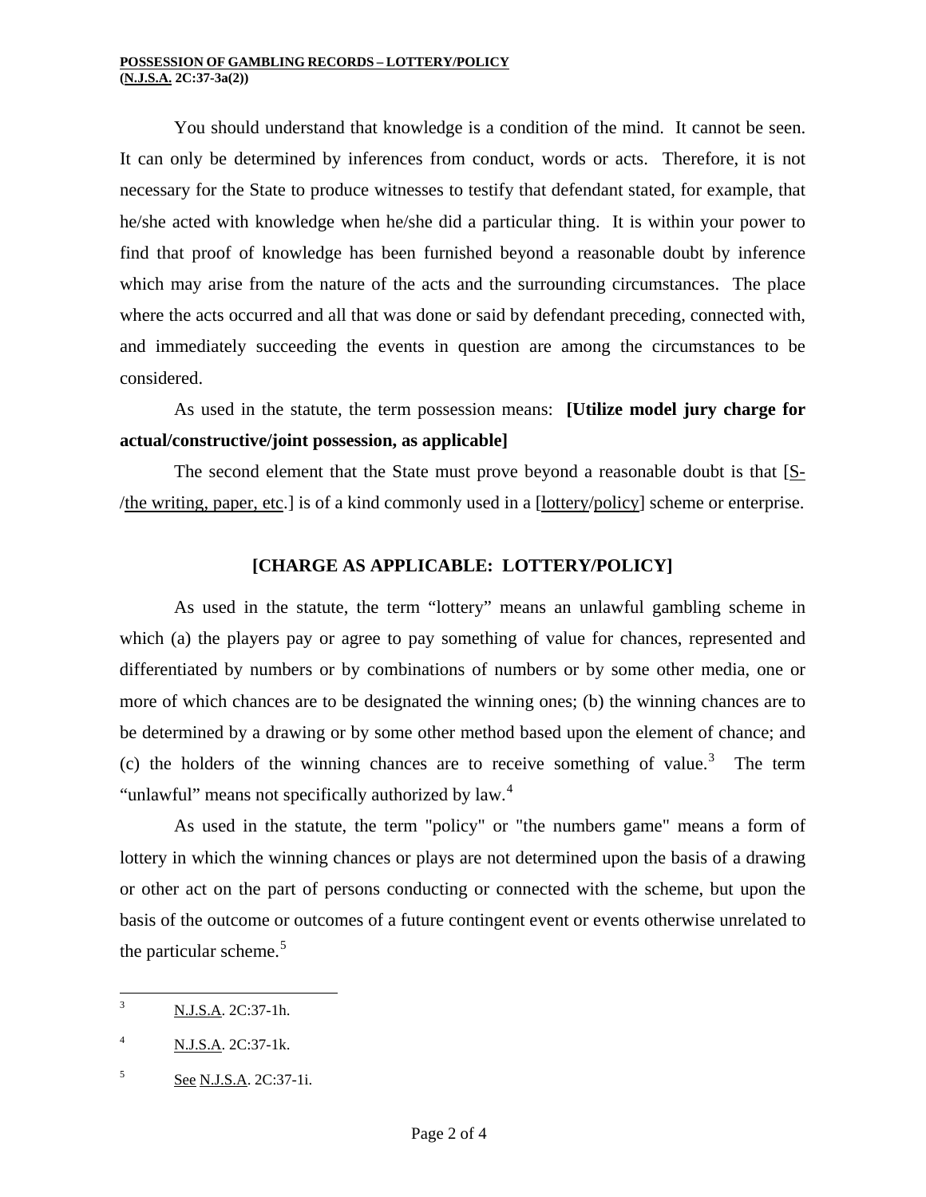You should understand that knowledge is a condition of the mind. It cannot be seen. It can only be determined by inferences from conduct, words or acts. Therefore, it is not necessary for the State to produce witnesses to testify that defendant stated, for example, that he/she acted with knowledge when he/she did a particular thing. It is within your power to find that proof of knowledge has been furnished beyond a reasonable doubt by inference which may arise from the nature of the acts and the surrounding circumstances. The place where the acts occurred and all that was done or said by defendant preceding, connected with, and immediately succeeding the events in question are among the circumstances to be considered.

As used in the statute, the term possession means: **[Utilize model jury charge for actual/constructive/joint possession, as applicable]**

The second element that the State must prove beyond a reasonable doubt is that [S-/the writing, paper, etc.] is of a kind commonly used in a [lottery/policy] scheme or enterprise.

**[CHARGE AS APPLICABLE: LOTTERY/POLICY]**

As used in the statute, the term "lottery" means an unlawful gambling scheme in which (a) the players pay or agree to pay something of value for chances, represented and differentiated by numbers or by combinations of numbers or by some other media, one or more of which chances are to be designated the winning ones; (b) the winning chances are to be determined by a drawing or by some other method based upon the element of chance; and (c) the holders of the winning chances are to receive something of value.[3] The term "unlawful" means not specifically authorized by law.[4]

As used in the statute, the term "policy" or "the numbers game" means a form of lottery in which the winning chances or plays are not determined upon the basis of a drawing or other act on the part of persons conducting or connected with the scheme, but upon the basis of the outcome or outcomes of a future contingent event or events otherwise unrelated to the particular scheme.[5]

---

[3] N.J.S.A. 2C:37-1h.

[4] N.J.S.A. 2C:37-1k.

[5] See N.J.S.A. 2C:37-1i.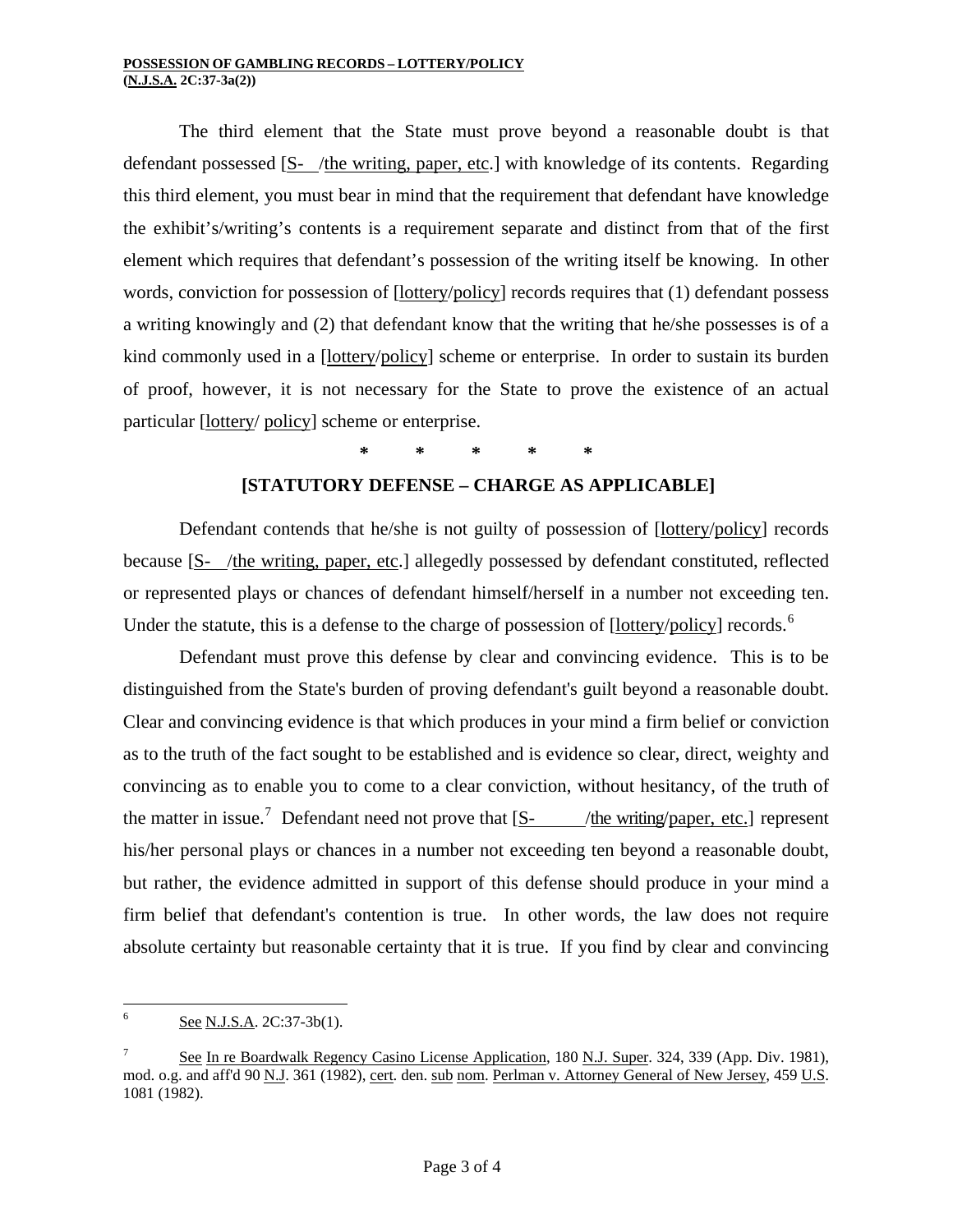The third element that the State must prove beyond a reasonable doubt is that defendant possessed [S- /the writing, paper, etc.] with knowledge of its contents. Regarding this third element, you must bear in mind that the requirement that defendant have knowledge the exhibit's/writing's contents is a requirement separate and distinct from that of the first element which requires that defendant's possession of the writing itself be knowing. In other words, conviction for possession of [lottery/policy] records requires that (1) defendant possess a writing knowingly and (2) that defendant know that the writing that he/she possesses is of a kind commonly used in a [lottery/policy] scheme or enterprise. In order to sustain its burden of proof, however, it is not necessary for the State to prove the existence of an actual particular [lottery/ policy] scheme or enterprise.

\* \* \* \* \*

**[STATUTORY DEFENSE – CHARGE AS APPLICABLE]**

Defendant contends that he/she is not guilty of possession of [lottery/policy] records because [S- /the writing, paper, etc.] allegedly possessed by defendant constituted, reflected or represented plays or chances of defendant himself/herself in a number not exceeding ten. Under the statute, this is a defense to the charge of possession of [lottery/policy] records.[6]

Defendant must prove this defense by clear and convincing evidence. This is to be distinguished from the State's burden of proving defendant's guilt beyond a reasonable doubt. Clear and convincing evidence is that which produces in your mind a firm belief or conviction as to the truth of the fact sought to be established and is evidence so clear, direct, weighty and convincing as to enable you to come to a clear conviction, without hesitancy, of the truth of the matter in issue.[7] Defendant need not prove that [S- /the writing/paper, etc.] represent his/her personal plays or chances in a number not exceeding ten beyond a reasonable doubt, but rather, the evidence admitted in support of this defense should produce in your mind a firm belief that defendant's contention is true. In other words, the law does not require absolute certainty but reasonable certainty that it is true. If you find by clear and convincing

---

[6] See N.J.S.A. 2C:37-3b(1).

[7] See In re Boardwalk Regency Casino License Application, 180 N.J. Super. 324, 339 (App. Div. 1981), mod. o.g. and aff'd 90 N.J. 361 (1982), cert. den. sub nom. Perlman v. Attorney General of New Jersey, 459 U.S. 1081 (1982).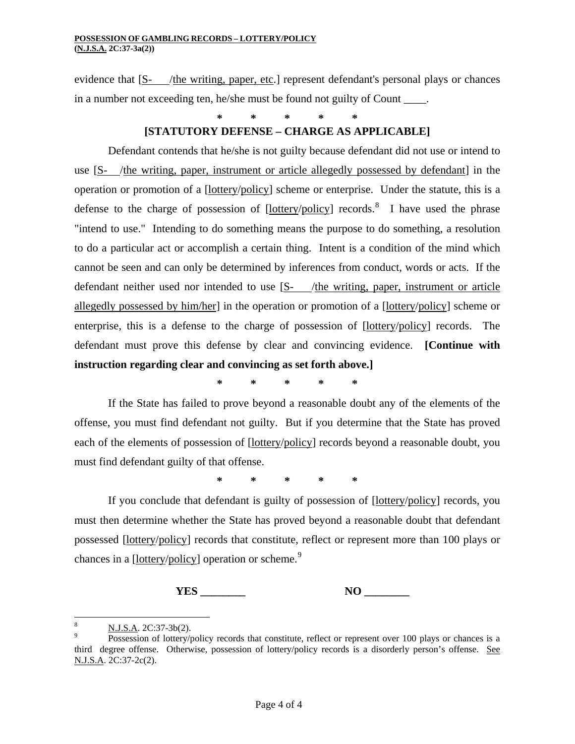evidence that [S-\_\_\_/the writing, paper, etc.] represent defendant's personal plays or chances in a number not exceeding ten, he/she must be found not guilty of Count \_\_\_\_.

\*    \*    \*    \*    \*

**[STATUTORY DEFENSE – CHARGE AS APPLICABLE]**

Defendant contends that he/she is not guilty because defendant did not use or intend to use [S-\_\_/the writing, paper, instrument or article allegedly possessed by defendant] in the operation or promotion of a [lottery/policy] scheme or enterprise. Under the statute, this is a defense to the charge of possession of [lottery/policy] records.[8] I have used the phrase "intend to use." Intending to do something means the purpose to do something, a resolution to do a particular act or accomplish a certain thing. Intent is a condition of the mind which cannot be seen and can only be determined by inferences from conduct, words or acts. If the defendant neither used nor intended to use [S-\_\_\_/the writing, paper, instrument or article allegedly possessed by him/her] in the operation or promotion of a [lottery/policy] scheme or enterprise, this is a defense to the charge of possession of [lottery/policy] records. The defendant must prove this defense by clear and convincing evidence. **[Continue with instruction regarding clear and convincing as set forth above.]**

\*    \*    \*    \*    \*

If the State has failed to prove beyond a reasonable doubt any of the elements of the offense, you must find defendant not guilty. But if you determine that the State has proved each of the elements of possession of [lottery/policy] records beyond a reasonable doubt, you must find defendant guilty of that offense.

\*    \*    \*    \*    \*

If you conclude that defendant is guilty of possession of [lottery/policy] records, you must then determine whether the State has proved beyond a reasonable doubt that defendant possessed [lottery/policy] records that constitute, reflect or represent more than 100 plays or chances in a [lottery/policy] operation or scheme.[9]

**YES \_\_\_\_\_\_\_\_**    **NO \_\_\_\_\_\_\_\_**

---

[8] N.J.S.A. 2C:37-3b(2).

[9] Possession of lottery/policy records that constitute, reflect or represent over 100 plays or chances is a third degree offense. Otherwise, possession of lottery/policy records is a disorderly person's offense. See N.J.S.A. 2C:37-2c(2).